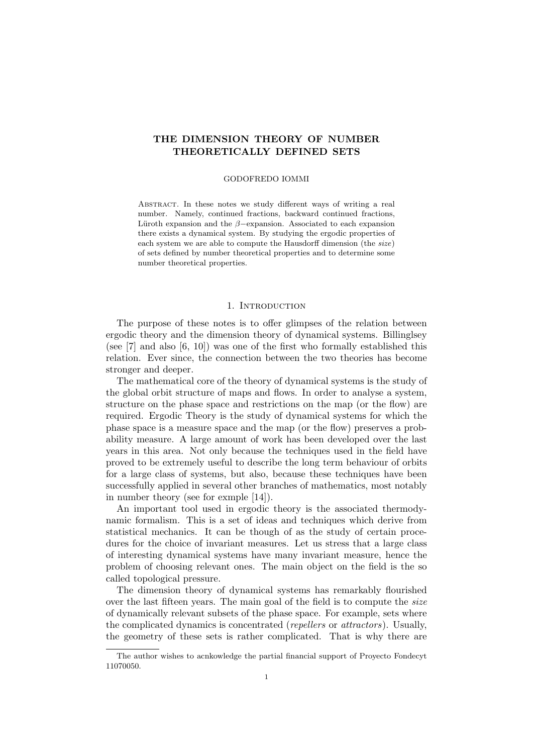# THE DIMENSION THEORY OF NUMBER THEORETICALLY DEFINED SETS

GODOFREDO IOMMI

Abstract. In these notes we study different ways of writing a real number. Namely, continued fractions, backward continued fractions, Lüroth expansion and the $\beta-$expansion. Associated to each expansion there exists a dynamical system. By studying the ergodic properties of each system we are able to compute the Hausdorff dimension (the *size*) of sets defined by number theoretical properties and to determine some number theoretical properties.

## 1. Introduction

The purpose of these notes is to offer glimpses of the relation between ergodic theory and the dimension theory of dynamical systems. Billinglsey (see [7] and also [6, 10]) was one of the first who formally established this relation. Ever since, the connection between the two theories has become stronger and deeper.

The mathematical core of the theory of dynamical systems is the study of the global orbit structure of maps and flows. In order to analyse a system, structure on the phase space and restrictions on the map (or the flow) are required. Ergodic Theory is the study of dynamical systems for which the phase space is a measure space and the map (or the flow) preserves a probability measure. A large amount of work has been developed over the last years in this area. Not only because the techniques used in the field have proved to be extremely useful to describe the long term behaviour of orbits for a large class of systems, but also, because these techniques have been successfully applied in several other branches of mathematics, most notably in number theory (see for exmple [14]).

An important tool used in ergodic theory is the associated thermodynamic formalism. This is a set of ideas and techniques which derive from statistical mechanics. It can be though of as the study of certain procedures for the choice of invariant measures. Let us stress that a large class of interesting dynamical systems have many invariant measure, hence the problem of choosing relevant ones. The main object on the field is the so called topological pressure.

The dimension theory of dynamical systems has remarkably flourished over the last fifteen years. The main goal of the field is to compute the *size* of dynamically relevant subsets of the phase space. For example, sets where the complicated dynamics is concentrated (*repellers* or *attractors*). Usually, the geometry of these sets is rather complicated. That is why there are

The author wishes to acnkowledge the partial financial support of Proyecto Fondecyt 11070050.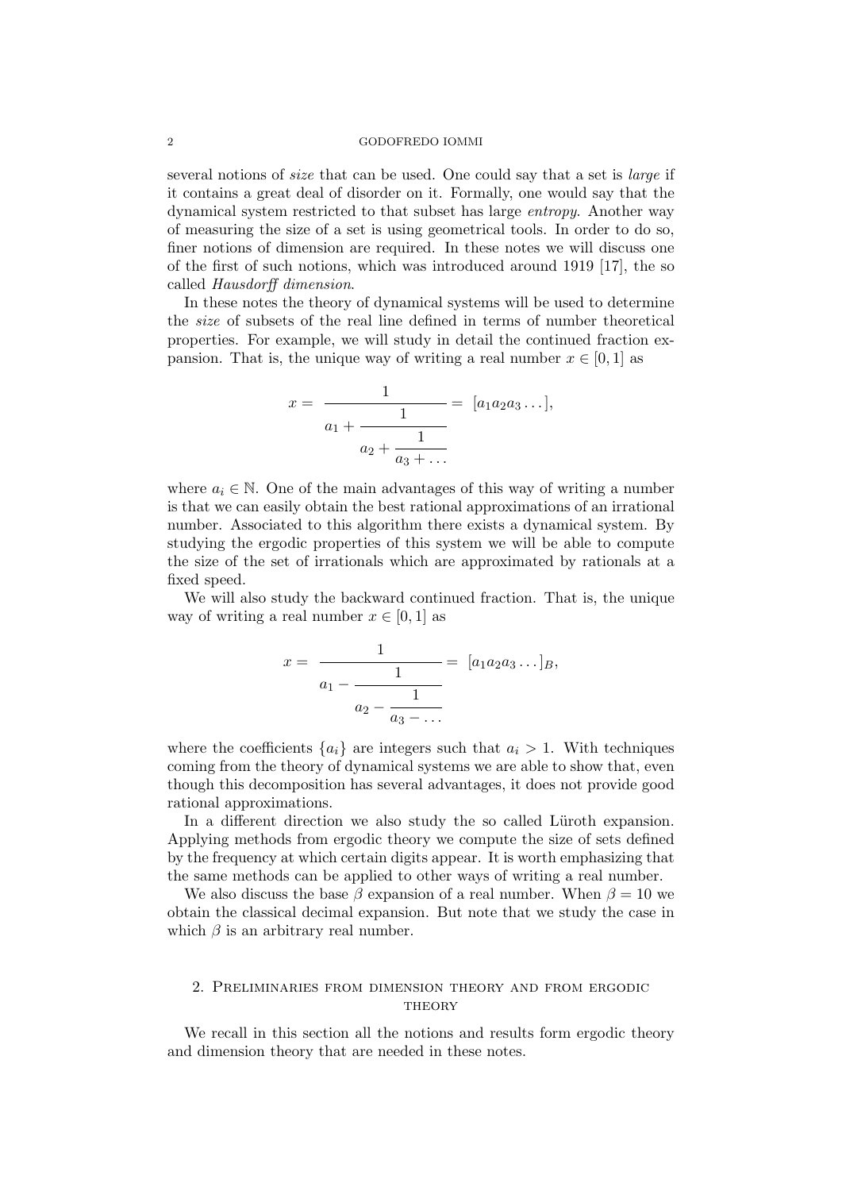several notions of *size* that can be used. One could say that a set is *large* if it contains a great deal of disorder on it. Formally, one would say that the dynamical system restricted to that subset has large *entropy*. Another way of measuring the size of a set is using geometrical tools. In order to do so, finer notions of dimension are required. In these notes we will discuss one of the first of such notions, which was introduced around 1919 [17], the so called *Hausdorff dimension*.

In these notes the theory of dynamical systems will be used to determine the *size* of subsets of the real line defined in terms of number theoretical properties. For example, we will study in detail the continued fraction expansion. That is, the unique way of writing a real number $x \in [0,1]$ as

$$x = \cfrac{1}{a_1 + \cfrac{1}{a_2 + \cfrac{1}{a_3 + \dots}}} = [a_1 a_2 a_3 \dots],$$

where $a_i \in \mathbb{N}$. One of the main advantages of this way of writing a number is that we can easily obtain the best rational approximations of an irrational number. Associated to this algorithm there exists a dynamical system. By studying the ergodic properties of this system we will be able to compute the size of the set of irrationals which are approximated by rationals at a fixed speed.

We will also study the backward continued fraction. That is, the unique way of writing a real number $x \in [0,1]$ as

$$x = \cfrac{1}{a_1 - \cfrac{1}{a_2 - \cfrac{1}{a_3 - \dots}}} = [a_1 a_2 a_3 \dots]_B,$$

where the coefficients $\{a_i\}$ are integers such that $a_i > 1$. With techniques coming from the theory of dynamical systems we are able to show that, even though this decomposition has several advantages, it does not provide good rational approximations.

In a different direction we also study the so called Lüroth expansion. Applying methods from ergodic theory we compute the size of sets defined by the frequency at which certain digits appear. It is worth emphasizing that the same methods can be applied to other ways of writing a real number.

We also discuss the base $\beta$ expansion of a real number. When $\beta = 10$ we obtain the classical decimal expansion. But note that we study the case in which $\beta$ is an arbitrary real number.

## 2. Preliminaries from dimension theory and from ergodic theory

We recall in this section all the notions and results form ergodic theory and dimension theory that are needed in these notes.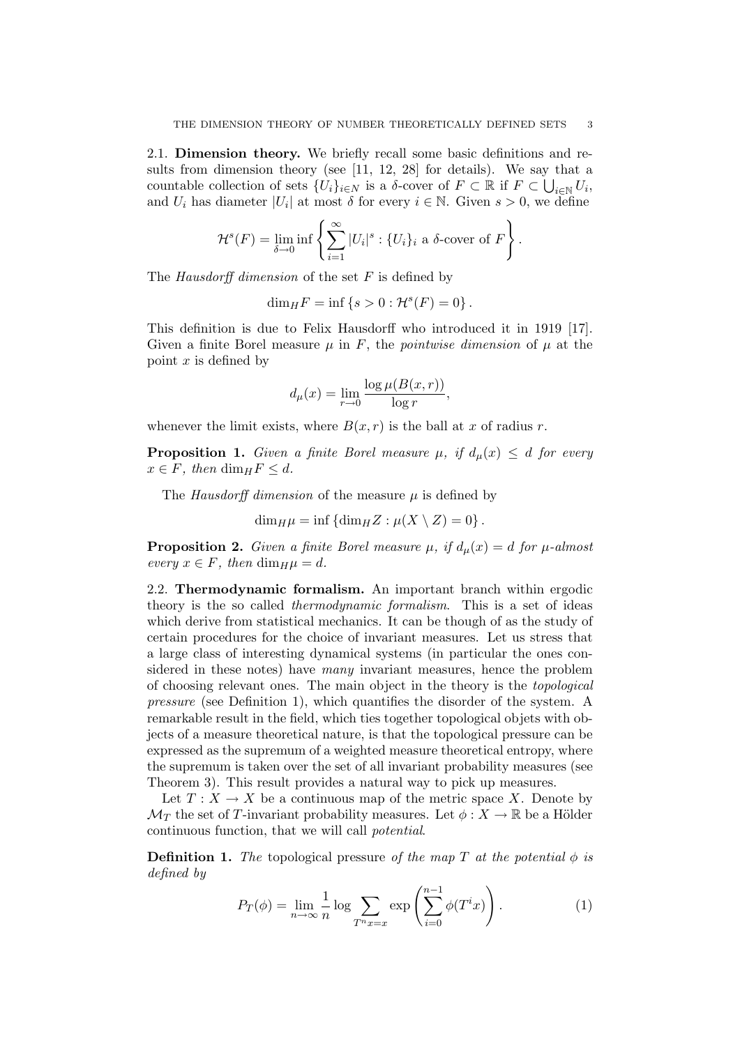2.1. **Dimension theory.** We briefly recall some basic definitions and results from dimension theory (see [11, 12, 28] for details). We say that a countable collection of sets $\{U_i\}_{i \in N}$ is a $\delta$-cover of $F \subset \mathbb{R}$ if $F \subset \bigcup_{i \in \mathbb{N}} U_i$, and $U_i$ has diameter $|U_i|$ at most $\delta$ for every $i \in \mathbb{N}$. Given $s > 0$, we define

$$\mathcal{H}^s(F) = \lim_{\delta \to 0} \inf \left\{ \sum_{i=1}^{\infty} |U_i|^s : \{U_i\}_i \text{ a } \delta\text{-cover of } F \right\}.$$

The *Hausdorff dimension* of the set $F$ is defined by

$$\dim_H F = \inf \{ s > 0 : \mathcal{H}^s(F) = 0 \}.$$

This definition is due to Felix Hausdorff who introduced it in 1919 [17]. Given a finite Borel measure $\mu$ in $F$, the *pointwise dimension* of $\mu$ at the point $x$ is defined by

$$d_\mu(x) = \lim_{r \to 0} \frac{\log \mu(B(x,r))}{\log r},$$

whenever the limit exists, where $B(x,r)$ is the ball at $x$ of radius $r$.

**Proposition 1.** *Given a finite Borel measure $\mu$, if $d_\mu(x) \leq d$ for every $x \in F$, then $\dim_H F \leq d$.*

The *Hausdorff dimension* of the measure $\mu$ is defined by

$$\dim_H \mu = \inf \{ \dim_H Z : \mu(X \setminus Z) = 0 \}.$$

**Proposition 2.** *Given a finite Borel measure $\mu$, if $d_\mu(x) = d$ for $\mu$-almost every $x \in F$, then $\dim_H \mu = d$.*

2.2. **Thermodynamic formalism.** An important branch within ergodic theory is the so called *thermodynamic formalism*. This is a set of ideas which derive from statistical mechanics. It can be though of as the study of certain procedures for the choice of invariant measures. Let us stress that a large class of interesting dynamical systems (in particular the ones considered in these notes) have *many* invariant measures, hence the problem of choosing relevant ones. The main object in the theory is the *topological pressure* (see Definition 1), which quantifies the disorder of the system. A remarkable result in the field, which ties together topological objets with objects of a measure theoretical nature, is that the topological pressure can be expressed as the supremum of a weighted measure theoretical entropy, where the supremum is taken over the set of all invariant probability measures (see Theorem 3). This result provides a natural way to pick up measures.

Let $T : X \to X$ be a continuous map of the metric space $X$. Denote by $\mathcal{M}_T$ the set of $T$-invariant probability measures. Let $\phi : X \to \mathbb{R}$ be a Hölder continuous function, that we will call *potential*.

**Definition 1.** *The* topological pressure *of the map $T$ at the potential $\phi$ is defined by*

$$P_T(\phi) = \lim_{n \to \infty} \frac{1}{n} \log \sum_{T^n x = x} \exp \left( \sum_{i=0}^{n-1} \phi(T^i x) \right). \tag{1}$$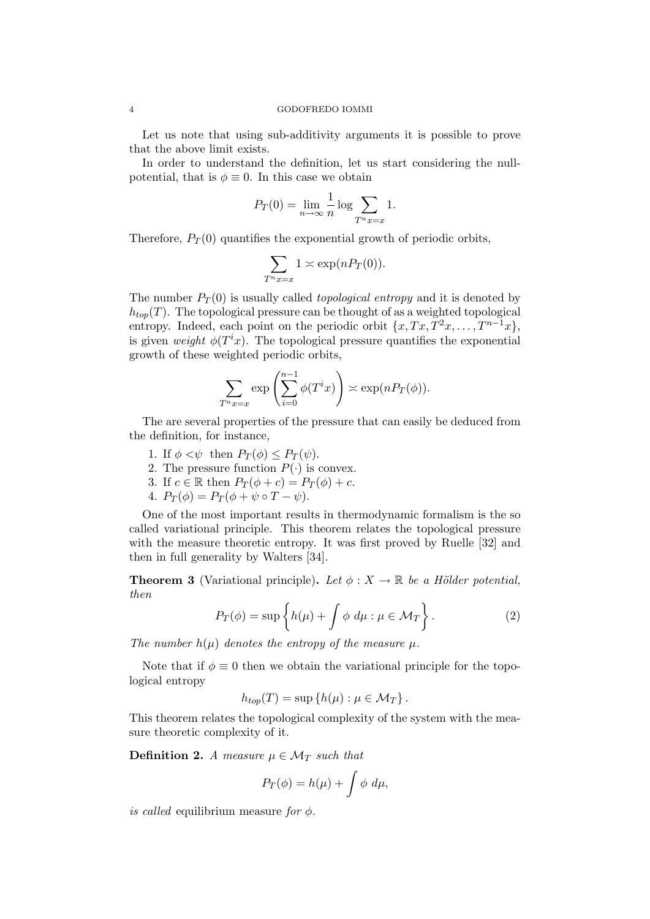Let us note that using sub-additivity arguments it is possible to prove that the above limit exists.

In order to understand the definition, let us start considering the null-potential, that is $\phi \equiv 0$. In this case we obtain

$$P_T(0) = \lim_{n \to \infty} \frac{1}{n} \log \sum_{T^n x = x} 1.$$

Therefore, $P_T(0)$ quantifies the exponential growth of periodic orbits,

$$\sum_{T^n x = x} 1 \asymp \exp(n P_T(0)).$$

The number $P_T(0)$ is usually called *topological entropy* and it is denoted by $h_{top}(T)$. The topological pressure can be thought of as a weighted topological entropy. Indeed, each point on the periodic orbit $\{x, Tx, T^2x, \dots, T^{n-1}x\}$, is given *weight* $\phi(T^i x)$. The topological pressure quantifies the exponential growth of these weighted periodic orbits,

$$\sum_{T^n x = x} \exp\left( \sum_{i=0}^{n-1} \phi(T^i x) \right) \asymp \exp(n P_T(\phi)).$$

The are several properties of the pressure that can easily be deduced from the definition, for instance,

1. If $\phi < \psi$ then $P_T(\phi) \leq P_T(\psi)$.
2. The pressure function $P(\cdot)$ is convex.
3. If $c \in \mathbb{R}$ then $P_T(\phi + c) = P_T(\phi) + c$.
4. $P_T(\phi) = P_T(\phi + \psi \circ T - \psi)$.

One of the most important results in thermodynamic formalism is the so called variational principle. This theorem relates the topological pressure with the measure theoretic entropy. It was first proved by Ruelle [32] and then in full generality by Walters [34].

**Theorem 3** (Variational principle)**.** *Let $\phi : X \to \mathbb{R}$ be a Hölder potential, then*

$$P_T(\phi) = \sup \left\{ h(\mu) + \int \phi \, d\mu : \mu \in \mathcal{M}_T \right\}. \tag{2}$$

*The number $h(\mu)$ denotes the entropy of the measure $\mu$.*

Note that if $\phi \equiv 0$ then we obtain the variational principle for the topological entropy

$$h_{top}(T) = \sup \left\{ h(\mu) : \mu \in \mathcal{M}_T \right\}.$$

This theorem relates the topological complexity of the system with the measure theoretic complexity of it.

**Definition 2.** *A measure $\mu \in \mathcal{M}_T$ such that*

$$P_T(\phi) = h(\mu) + \int \phi \, d\mu,$$

*is called* equilibrium measure *for $\phi$.*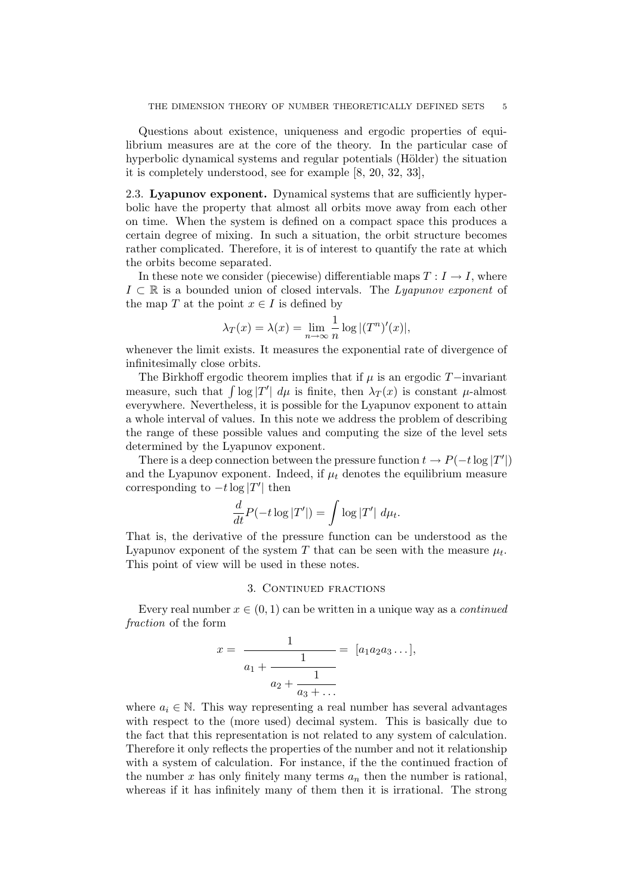Questions about existence, uniqueness and ergodic properties of equilibrium measures are at the core of the theory. In the particular case of hyperbolic dynamical systems and regular potentials (Hölder) the situation it is completely understood, see for example [8, 20, 32, 33],

### 2.3. Lyapunov exponent.

Dynamical systems that are sufficiently hyperbolic have the property that almost all orbits move away from each other on time. When the system is defined on a compact space this produces a certain degree of mixing. In such a situation, the orbit structure becomes rather complicated. Therefore, it is of interest to quantify the rate at which the orbits become separated.

In these note we consider (piecewise) differentiable maps $T: I \to I$, where $I \subset \mathbb{R}$ is a bounded union of closed intervals. The *Lyapunov exponent* of the map $T$ at the point $x \in I$ is defined by

$$\lambda_T(x) = \lambda(x) = \lim_{n \to \infty} \frac{1}{n} \log |(T^n)'(x)|,$$

whenever the limit exists. It measures the exponential rate of divergence of infinitesimally close orbits.

The Birkhoff ergodic theorem implies that if $\mu$ is an ergodic $T-$invariant measure, such that $\int \log |T'| \, d\mu$ is finite, then $\lambda_T(x)$ is constant $\mu$-almost everywhere. Nevertheless, it is possible for the Lyapunov exponent to attain a whole interval of values. In this note we address the problem of describing the range of these possible values and computing the size of the level sets determined by the Lyapunov exponent.

There is a deep connection between the pressure function $t \to P(-t \log |T'|)$ and the Lyapunov exponent. Indeed, if $\mu_t$ denotes the equilibrium measure corresponding to $-t \log |T'|$ then

$$\frac{d}{dt} P(-t \log |T'|) = \int \log |T'| \, d\mu_t.$$

That is, the derivative of the pressure function can be understood as the Lyapunov exponent of the system $T$ that can be seen with the measure $\mu_t$. This point of view will be used in these notes.

## 3. Continued fractions

Every real number $x \in (0, 1)$ can be written in a unique way as a *continued fraction* of the form

$$x = \cfrac{1}{a_1 + \cfrac{1}{a_2 + \cfrac{1}{a_3 + \dots}}} = [a_1 a_2 a_3 \dots],$$

where $a_i \in \mathbb{N}$. This way representing a real number has several advantages with respect to the (more used) decimal system. This is basically due to the fact that this representation is not related to any system of calculation. Therefore it only reflects the properties of the number and not it relationship with a system of calculation. For instance, if the the continued fraction of the number $x$ has only finitely many terms $a_n$ then the number is rational, whereas if it has infinitely many of them then it is irrational. The strong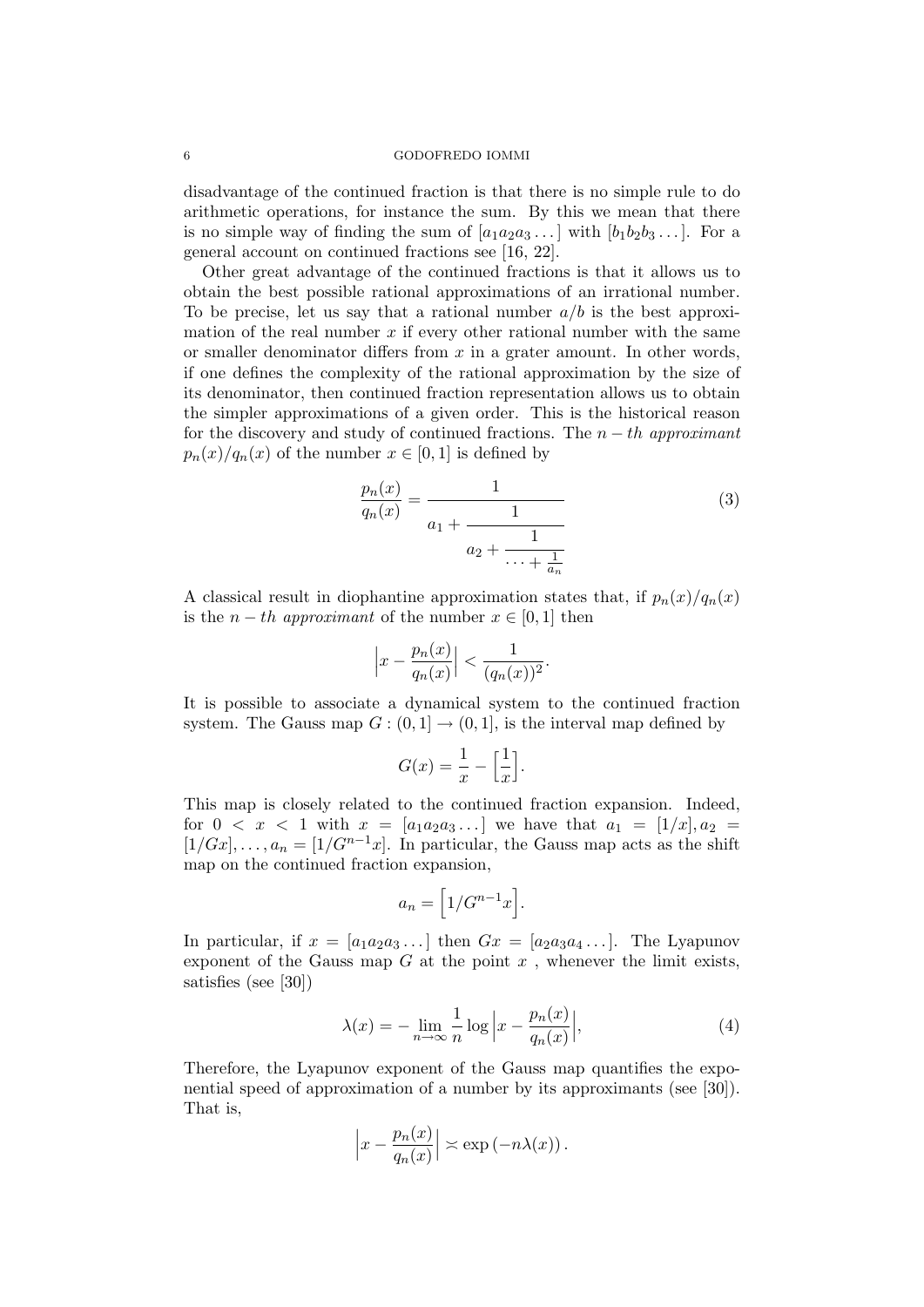disadvantage of the continued fraction is that there is no simple rule to do arithmetic operations, for instance the sum. By this we mean that there is no simple way of finding the sum of $[a_1 a_2 a_3 \dots]$ with $[b_1 b_2 b_3 \dots]$. For a general account on continued fractions see [16, 22].

Other great advantage of the continued fractions is that it allows us to obtain the best possible rational approximations of an irrational number. To be precise, let us say that a rational number $a/b$ is the best approximation of the real number $x$ if every other rational number with the same or smaller denominator differs from $x$ in a grater amount. In other words, if one defines the complexity of the rational approximation by the size of its denominator, then continued fraction representation allows us to obtain the simpler approximations of a given order. This is the historical reason for the discovery and study of continued fractions. The *$n-th$ approximant* $p_n(x)/q_n(x)$ of the number $x \in [0, 1]$ is defined by

$$\frac{p_n(x)}{q_n(x)} = \cfrac{1}{a_1 + \cfrac{1}{a_2 + \cfrac{1}{\dots + \frac{1}{a_n}}}} \tag{3}$$

A classical result in diophantine approximation states that, if $p_n(x)/q_n(x)$ is the *$n-th$ approximant* of the number $x \in [0, 1]$ then

$$\left| x - \frac{p_n(x)}{q_n(x)} \right| < \frac{1}{(q_n(x))^2}.$$

It is possible to associate a dynamical system to the continued fraction system. The Gauss map $G : (0, 1] \to (0, 1]$, is the interval map defined by

$$G(x) = \frac{1}{x} - \left[ \frac{1}{x} \right].$$

This map is closely related to the continued fraction expansion. Indeed, for $0 < x < 1$ with $x = [a_1 a_2 a_3 \dots]$ we have that $a_1 = [1/x], a_2 = [1/Gx], \dots, a_n = [1/G^{n-1}x]$. In particular, the Gauss map acts as the shift map on the continued fraction expansion,

$$a_n = \left[ 1/G^{n-1}x \right].$$

In particular, if $x = [a_1 a_2 a_3 \dots]$ then $Gx = [a_2 a_3 a_4 \dots]$. The Lyapunov exponent of the Gauss map $G$ at the point $x$ , whenever the limit exists, satisfies (see [30])

$$\lambda(x) = - \lim_{n \to \infty} \frac{1}{n} \log \left| x - \frac{p_n(x)}{q_n(x)} \right|, \tag{4}$$

Therefore, the Lyapunov exponent of the Gauss map quantifies the exponential speed of approximation of a number by its approximants (see [30]). That is,

$$\left| x - \frac{p_n(x)}{q_n(x)} \right| \asymp \exp\left(-n\lambda(x)\right).$$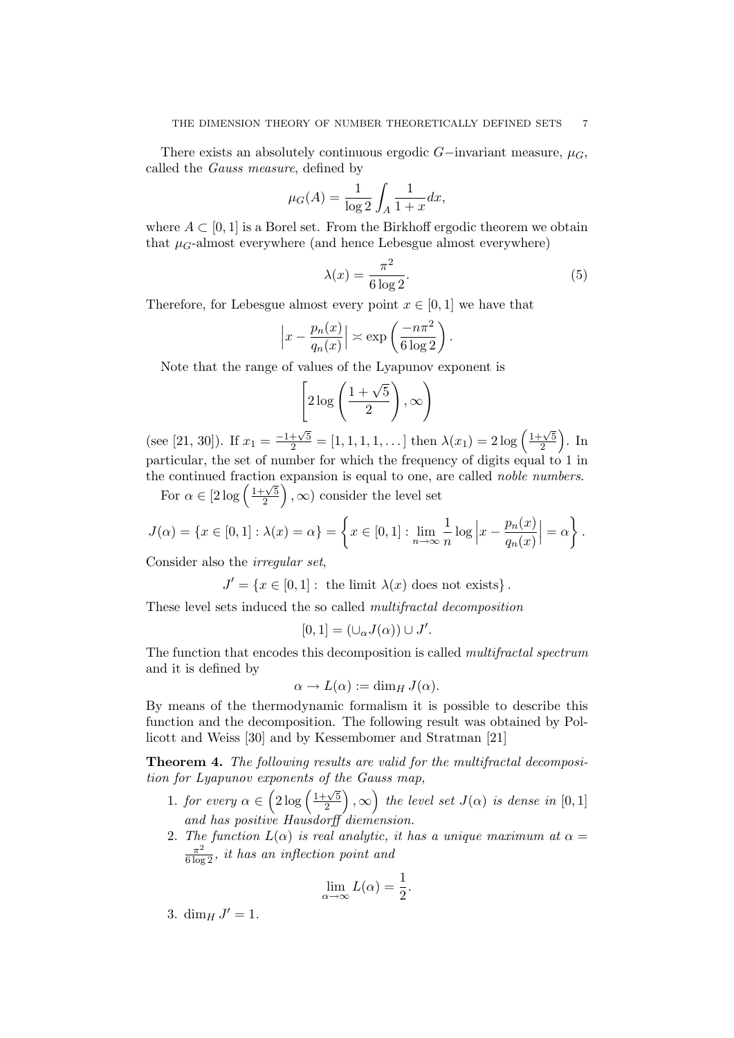There exists an absolutely continuous ergodic $G$−invariant measure, $\mu_G$, called the *Gauss measure*, defined by

$$\mu_G(A) = \frac{1}{\log 2} \int_A \frac{1}{1+x} dx,$$

where $A \subset [0,1]$ is a Borel set. From the Birkhoff ergodic theorem we obtain that $\mu_G$-almost everywhere (and hence Lebesgue almost everywhere)

$$\lambda(x) = \frac{\pi^2}{6 \log 2}. \tag{5}$$

Therefore, for Lebesgue almost every point $x \in [0,1]$ we have that

$$\Big| x - \frac{p_n(x)}{q_n(x)} \Big| \asymp \exp\left( \frac{-n\pi^2}{6 \log 2} \right).$$

Note that the range of values of the Lyapunov exponent is

$$\left[ 2 \log \left( \frac{1+\sqrt{5}}{2} \right), \infty \right)$$

(see [21, 30]). If $x_1 = \frac{-1+\sqrt{5}}{2} = [1,1,1,1,\dots]$ then $\lambda(x_1) = 2\log\left(\frac{1+\sqrt{5}}{2}\right)$. In particular, the set of number for which the frequency of digits equal to 1 in the continued fraction expansion is equal to one, are called *noble numbers*.

For $\alpha \in [2\log\left(\frac{1+\sqrt{5}}{2}\right), \infty)$ consider the level set

$$J(\alpha) = \{x \in [0,1] : \lambda(x) = \alpha\} = \left\{ x \in [0,1] : \lim_{n \to \infty} \frac{1}{n} \log \Big| x - \frac{p_n(x)}{q_n(x)} \Big| = \alpha \right\}.$$

Consider also the *irregular set*,

$$J' = \{x \in [0,1] : \text{ the limit } \lambda(x) \text{ does not exists}\}.$$

These level sets induced the so called *multifractal decomposition*

$$[0,1] = (\cup_\alpha J(\alpha)) \cup J'.$$

The function that encodes this decomposition is called *multifractal spectrum* and it is defined by

$$\alpha \to L(\alpha) := \dim_H J(\alpha).$$

By means of the thermodynamic formalism it is possible to describe this function and the decomposition. The following result was obtained by Pollicott and Weiss [30] and by Kessembomer and Stratman [21]

**Theorem 4.** *The following results are valid for the multifractal decomposition for Lyapunov exponents of the Gauss map,*

1. *for every $\alpha \in \left(2\log\left(\frac{1+\sqrt{5}}{2}\right), \infty\right)$ the level set $J(\alpha)$ is dense in $[0,1]$ and has positive Hausdorff diemension.*
2. *The function $L(\alpha)$ is real analytic, it has a unique maximum at $\alpha = \frac{\pi^2}{6\log 2}$, it has an inflection point and*

$$\lim_{\alpha \to \infty} L(\alpha) = \frac{1}{2}.$$

3. $\dim_H J' = 1$.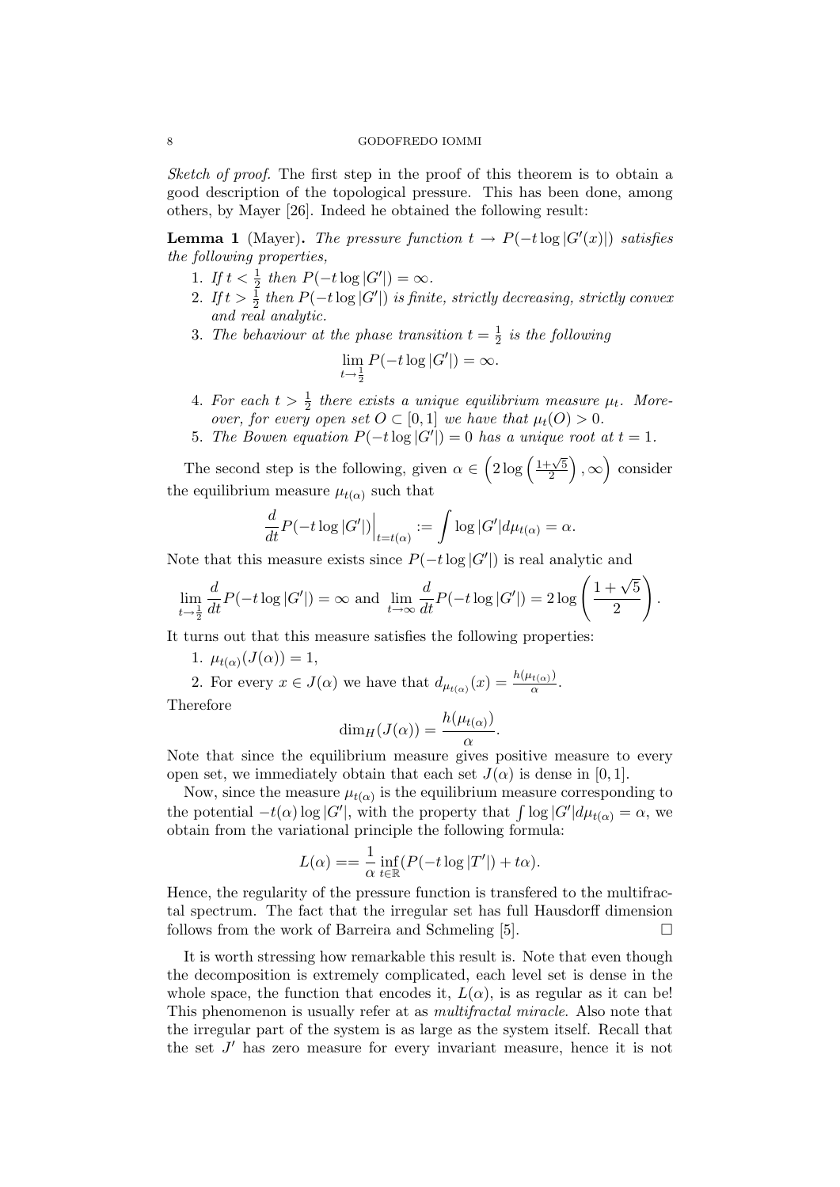*Sketch of proof.* The first step in the proof of this theorem is to obtain a good description of the topological pressure. This has been done, among others, by Mayer [26]. Indeed he obtained the following result:

**Lemma 1** (Mayer). *The pressure function $t \to P(-t \log |G'(x)|)$ satisfies the following properties,*

1. *If $t < \frac{1}{2}$ then $P(-t \log |G'|) = \infty$.*
2. *If $t > \frac{1}{2}$ then $P(-t \log |G'|)$ is finite, strictly decreasing, strictly convex and real analytic.*
3. *The behaviour at the phase transition $t = \frac{1}{2}$ is the following*
$$\lim_{t \to \frac{1}{2}} P(-t \log |G'|) = \infty.$$
4. *For each $t > \frac{1}{2}$ there exists a unique equilibrium measure $\mu_t$. Moreover, for every open set $O \subset [0, 1]$ we have that $\mu_t(O) > 0$.*
5. *The Bowen equation $P(-t \log |G'|) = 0$ has a unique root at $t = 1$.*

The second step is the following, given $\alpha \in \left(2 \log \left(\frac{1+\sqrt{5}}{2}\right), \infty\right)$ consider the equilibrium measure $\mu_{t(\alpha)}$ such that

$$\frac{d}{dt} P(-t \log |G'|)\Big|_{t=t(\alpha)} := \int \log |G'| d\mu_{t(\alpha)} = \alpha.$$

Note that this measure exists since $P(-t \log |G'|)$ is real analytic and

$$\lim_{t \to \frac{1}{2}} \frac{d}{dt} P(-t \log |G'|) = \infty \text{ and } \lim_{t \to \infty} \frac{d}{dt} P(-t \log |G'|) = 2 \log \left( \frac{1+\sqrt{5}}{2} \right).$$

It turns out that this measure satisfies the following properties:

1. $\mu_{t(\alpha)}(J(\alpha)) = 1$,
2. For every $x \in J(\alpha)$ we have that $d_{\mu_{t(\alpha)}}(x) = \frac{h(\mu_{t(\alpha)})}{\alpha}$.

Therefore

$$\dim_H(J(\alpha)) = \frac{h(\mu_{t(\alpha)})}{\alpha}.$$

Note that since the equilibrium measure gives positive measure to every open set, we immediately obtain that each set $J(\alpha)$ is dense in $[0, 1]$.

Now, since the measure $\mu_{t(\alpha)}$ is the equilibrium measure corresponding to the potential $-t(\alpha) \log |G'|$, with the property that $\int \log |G'| d\mu_{t(\alpha)} = \alpha$, we obtain from the variational principle the following formula:

$$L(\alpha) == \frac{1}{\alpha} \inf_{t \in \mathbb{R}} (P(-t \log |T'|) + t\alpha).$$

Hence, the regularity of the pressure function is transfered to the multifractal spectrum. The fact that the irregular set has full Hausdorff dimension follows from the work of Barreira and Schmeling [5]. □

It is worth stressing how remarkable this result is. Note that even though the decomposition is extremely complicated, each level set is dense in the whole space, the function that encodes it, $L(\alpha)$, is as regular as it can be! This phenomenon is usually refer at as *multifractal miracle*. Also note that the irregular part of the system is as large as the system itself. Recall that the set $J'$ has zero measure for every invariant measure, hence it is not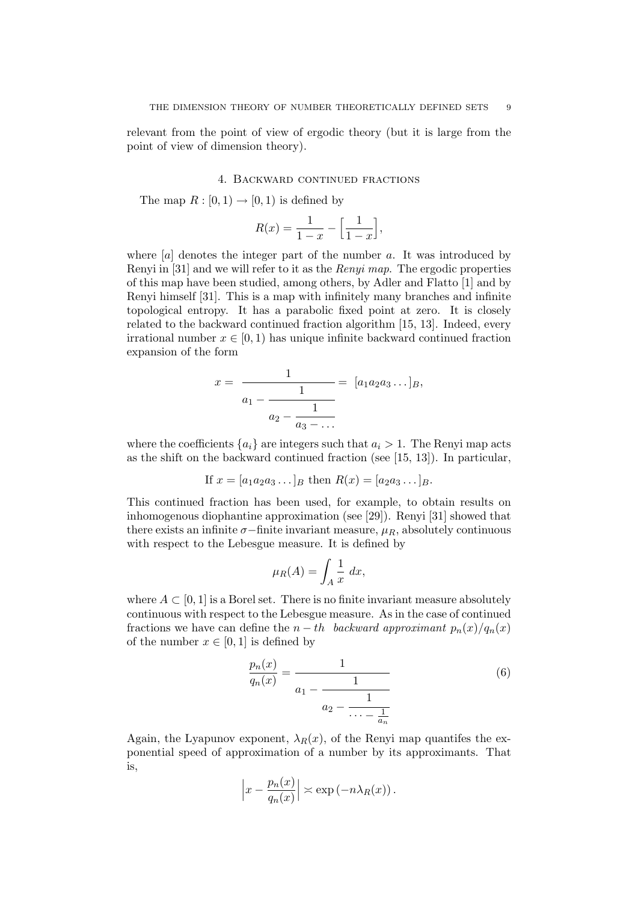relevant from the point of view of ergodic theory (but it is large from the point of view of dimension theory).

## 4. Backward continued fractions

The map $R : [0, 1) \to [0, 1)$ is defined by

$$R(x) = \frac{1}{1-x} - \Big[\frac{1}{1-x}\Big],$$

where $[a]$ denotes the integer part of the number $a$. It was introduced by Renyi in [31] and we will refer to it as the *Renyi map*. The ergodic properties of this map have been studied, among others, by Adler and Flatto [1] and by Renyi himself [31]. This is a map with infinitely many branches and infinite topological entropy. It has a parabolic fixed point at zero. It is closely related to the backward continued fraction algorithm [15, 13]. Indeed, every irrational number $x \in [0, 1)$ has unique infinite backward continued fraction expansion of the form

$$x = \cfrac{1}{a_1 - \cfrac{1}{a_2 - \cfrac{1}{a_3 - \dots}}} = [a_1 a_2 a_3 \dots]_B,$$

where the coefficients $\{a_i\}$ are integers such that $a_i > 1$. The Renyi map acts as the shift on the backward continued fraction (see [15, 13]). In particular,

$$\text{If } x = [a_1 a_2 a_3 \dots]_B \text{ then } R(x) = [a_2 a_3 \dots]_B.$$

This continued fraction has been used, for example, to obtain results on inhomogenous diophantine approximation (see [29]). Renyi [31] showed that there exists an infinite $\sigma-$finite invariant measure, $\mu_R$, absolutely continuous with respect to the Lebesgue measure. It is defined by

$$\mu_R(A) = \int_A \frac{1}{x}\, dx,$$

where $A \subset [0, 1]$ is a Borel set. There is no finite invariant measure absolutely continuous with respect to the Lebesgue measure. As in the case of continued fractions we have can define the $n-th$ *backward approximant* $p_n(x)/q_n(x)$ of the number $x \in [0, 1]$ is defined by

$$\frac{p_n(x)}{q_n(x)} = \cfrac{1}{a_1 - \cfrac{1}{a_2 - \cfrac{1}{\dots - \frac{1}{a_n}}}} \tag{6}$$

Again, the Lyapunov exponent, $\lambda_R(x)$, of the Renyi map quantifes the exponential speed of approximation of a number by its approximants. That is,

$$\Big| x - \frac{p_n(x)}{q_n(x)} \Big| \asymp \exp\left(-n\lambda_R(x)\right).$$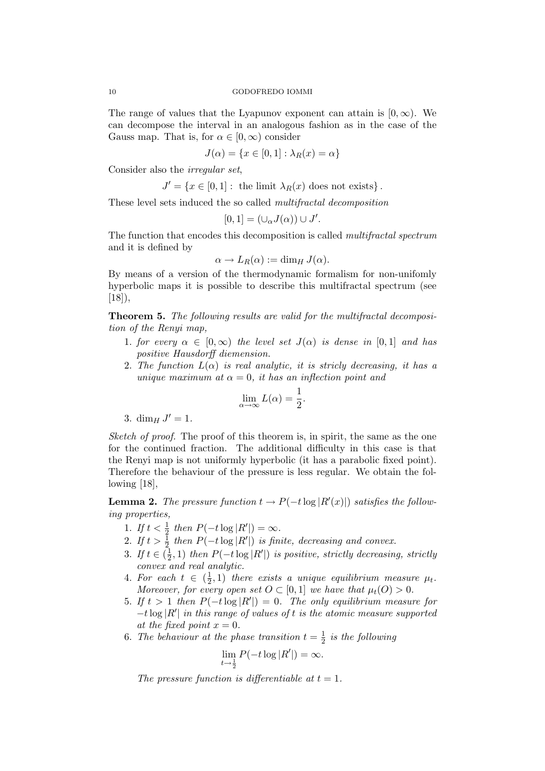The range of values that the Lyapunov exponent can attain is $[0, \infty)$. We can decompose the interval in an analogous fashion as in the case of the Gauss map. That is, for $\alpha \in [0, \infty)$ consider

$$J(\alpha) = \{x \in [0, 1] : \lambda_R(x) = \alpha\}$$

Consider also the *irregular set*,

$$J' = \{x \in [0, 1] : \text{ the limit } \lambda_R(x) \text{ does not exists}\}.$$

These level sets induced the so called *multifractal decomposition*

$$[0, 1] = (\cup_\alpha J(\alpha)) \cup J'.$$

The function that encodes this decomposition is called *multifractal spectrum* and it is defined by

$$\alpha \to L_R(\alpha) := \dim_H J(\alpha).$$

By means of a version of the thermodynamic formalism for non-unifomly hyperbolic maps it is possible to describe this multifractal spectrum (see [18]),

**Theorem 5.** *The following results are valid for the multifractal decomposition of the Renyi map,*

1. *for every $\alpha \in [0, \infty)$ the level set $J(\alpha)$ is dense in $[0, 1]$ and has positive Hausdorff diemension.*
2. *The function $L(\alpha)$ is real analytic, it is stricly decreasing, it has a unique maximum at $\alpha = 0$, it has an inflection point and*
$$\lim_{\alpha \to \infty} L(\alpha) = \frac{1}{2}.$$
3. $\dim_H J' = 1$.

*Sketch of proof.* The proof of this theorem is, in spirit, the same as the one for the continued fraction. The additional difficulty in this case is that the Renyi map is not uniformly hyperbolic (it has a parabolic fixed point). Therefore the behaviour of the pressure is less regular. We obtain the following [18],

**Lemma 2.** *The pressure function $t \to P(-t \log |R'(x)|)$ satisfies the following properties,*

1. *If $t < \frac{1}{2}$ then $P(-t \log |R'|) = \infty$.*
2. *If $t > \frac{1}{2}$ then $P(-t \log |R'|)$ is finite, decreasing and convex.*
3. *If $t \in (\frac{1}{2}, 1)$ then $P(-t \log |R'|)$ is positive, strictly decreasing, strictly convex and real analytic.*
4. *For each $t \in (\frac{1}{2}, 1)$ there exists a unique equilibrium measure $\mu_t$. Moreover, for every open set $O \subset [0, 1]$ we have that $\mu_t(O) > 0$.*
5. *If $t > 1$ then $P(-t \log |R'|) = 0$. The only equilibrium measure for $-t \log |R'|$ in this range of values of $t$ is the atomic measure supported at the fixed point $x = 0$.*
6. *The behaviour at the phase transition $t = \frac{1}{2}$ is the following*
$$\lim_{t \to \frac{1}{2}} P(-t \log |R'|) = \infty.$$
*The pressure function is differentiable at $t = 1$.*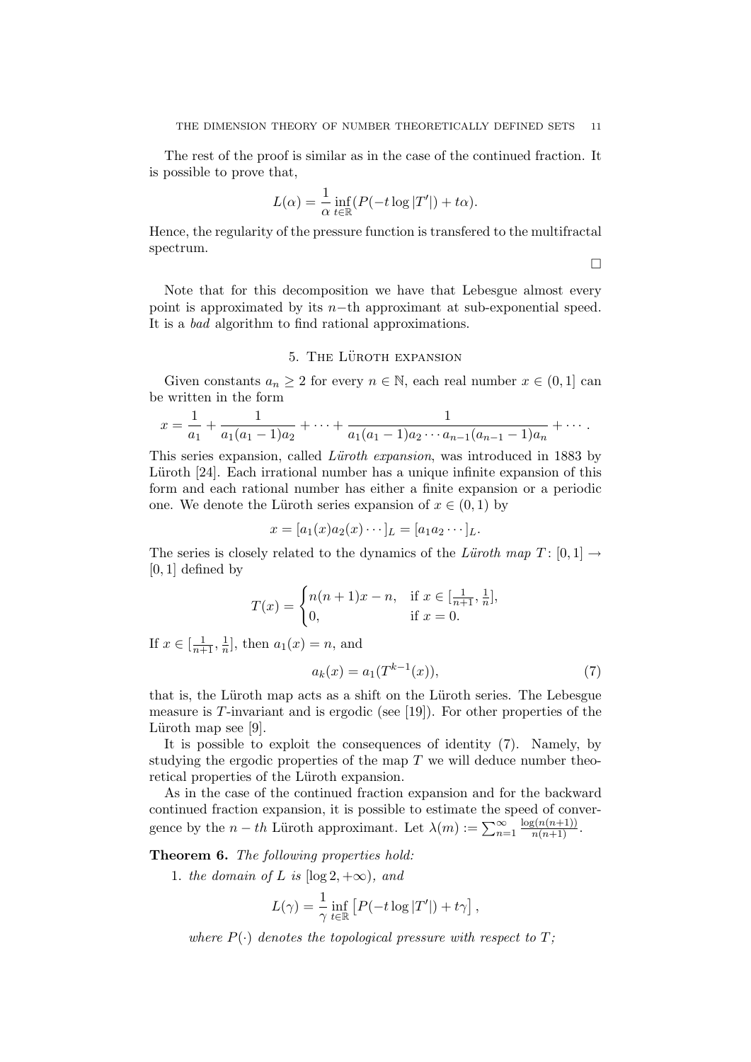The rest of the proof is similar as in the case of the continued fraction. It is possible to prove that,

$$L(\alpha) = \frac{1}{\alpha} \inf_{t \in \mathbb{R}} (P(-t \log |T'|) + t\alpha).$$

Hence, the regularity of the pressure function is transfered to the multifractal spectrum.

$\square$

Note that for this decomposition we have that Lebesgue almost every point is approximated by its $n-$th approximant at sub-exponential speed. It is a *bad* algorithm to find rational approximations.

## 5. The Lüroth expansion

Given constants $a_n \geq 2$ for every $n \in \mathbb{N}$, each real number $x \in (0, 1]$ can be written in the form

$$x = \frac{1}{a_1} + \frac{1}{a_1(a_1 - 1)a_2} + \cdots + \frac{1}{a_1(a_1 - 1)a_2 \cdots a_{n-1}(a_{n-1} - 1)a_n} + \cdots .$$

This series expansion, called *Lüroth expansion*, was introduced in 1883 by Lüroth [24]. Each irrational number has a unique infinite expansion of this form and each rational number has either a finite expansion or a periodic one. We denote the Lüroth series expansion of $x \in (0, 1)$ by

$$x = [a_1(x)a_2(x) \cdots]_L = [a_1 a_2 \cdots]_L.$$

The series is closely related to the dynamics of the *Lüroth map* $T : [0, 1] \to [0, 1]$ defined by

$$T(x) = \begin{cases} n(n + 1)x - n, & \text{if } x \in [\frac{1}{n+1}, \frac{1}{n}], \\ 0, & \text{if } x = 0. \end{cases}$$

If $x \in [\frac{1}{n+1}, \frac{1}{n}]$, then $a_1(x) = n$, and

$$a_k(x) = a_1(T^{k-1}(x)), \tag{7}$$

that is, the Lüroth map acts as a shift on the Lüroth series. The Lebesgue measure is $T$-invariant and is ergodic (see [19]). For other properties of the Lüroth map see [9].

It is possible to exploit the consequences of identity (7). Namely, by studying the ergodic properties of the map $T$ we will deduce number theoretical properties of the Lüroth expansion.

As in the case of the continued fraction expansion and for the backward continued fraction expansion, it is possible to estimate the speed of convergence by the $n - th$ Lüroth approximant. Let $\lambda(m) := \sum_{n=1}^{\infty} \frac{\log(n(n+1))}{n(n+1)}$.

**Theorem 6.** *The following properties hold:*

1. *the domain of* $L$ *is* $[\log 2, +\infty)$*, and*

$$L(\gamma) = \frac{1}{\gamma} \inf_{t \in \mathbb{R}} \left[ P(-t \log |T'|) + t\gamma \right],$$

*where* $P(\cdot)$ *denotes the topological pressure with respect to* $T$*;*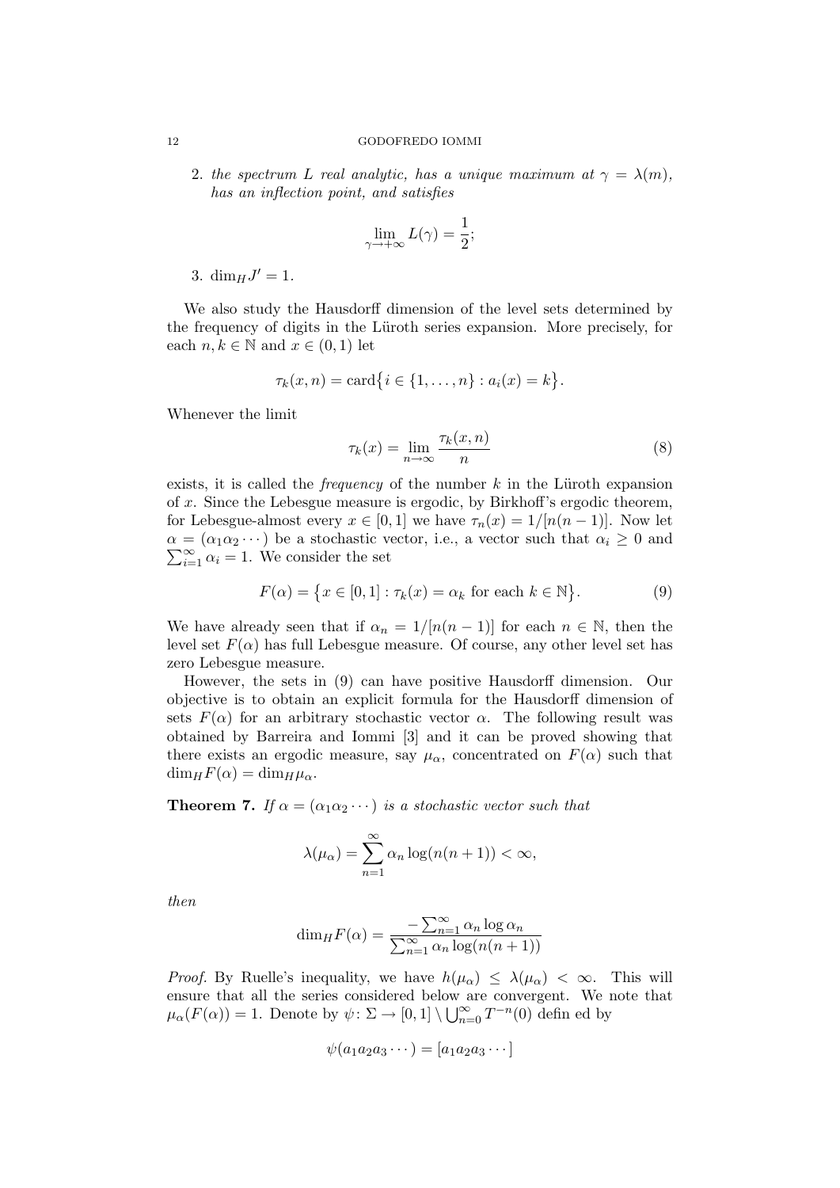2. *the spectrum $L$ real analytic, has a unique maximum at $\gamma = \lambda(m)$, has an inflection point, and satisfies*

$$\lim_{\gamma \to +\infty} L(\gamma) = \frac{1}{2};$$

3. $\dim_H J' = 1$.

We also study the Hausdorff dimension of the level sets determined by the frequency of digits in the Lüroth series expansion. More precisely, for each $n, k \in \mathbb{N}$ and $x \in (0,1)$ let

$$\tau_k(x,n) = \operatorname{card}\{ i \in \{1, \dots, n\} : a_i(x) = k \}.$$

Whenever the limit

$$\tau_k(x) = \lim_{n \to \infty} \frac{\tau_k(x,n)}{n} \tag{8}$$

exists, it is called the *frequency* of the number $k$ in the Lüroth expansion of $x$. Since the Lebesgue measure is ergodic, by Birkhoff's ergodic theorem, for Lebesgue-almost every $x \in [0,1]$ we have $\tau_n(x) = 1/[n(n-1)]$. Now let $\alpha = (\alpha_1 \alpha_2 \cdots)$ be a stochastic vector, i.e., a vector such that $\alpha_i \geq 0$ and $\sum_{i=1}^{\infty} \alpha_i = 1$. We consider the set

$$F(\alpha) = \{ x \in [0,1] : \tau_k(x) = \alpha_k \text{ for each } k \in \mathbb{N} \}. \tag{9}$$

We have already seen that if $\alpha_n = 1/[n(n-1)]$ for each $n \in \mathbb{N}$, then the level set $F(\alpha)$ has full Lebesgue measure. Of course, any other level set has zero Lebesgue measure.

However, the sets in (9) can have positive Hausdorff dimension. Our objective is to obtain an explicit formula for the Hausdorff dimension of sets $F(\alpha)$ for an arbitrary stochastic vector $\alpha$. The following result was obtained by Barreira and Iommi [3] and it can be proved showing that there exists an ergodic measure, say $\mu_\alpha$, concentrated on $F(\alpha)$ such that $\dim_H F(\alpha) = \dim_H \mu_\alpha$.

**Theorem 7.** *If $\alpha = (\alpha_1 \alpha_2 \cdots)$ is a stochastic vector such that*

$$\lambda(\mu_\alpha) = \sum_{n=1}^{\infty} \alpha_n \log(n(n+1)) < \infty,$$

*then*

$$\dim_H F(\alpha) = \frac{-\sum_{n=1}^{\infty} \alpha_n \log \alpha_n}{\sum_{n=1}^{\infty} \alpha_n \log(n(n+1))}$$

*Proof.* By Ruelle's inequality, we have $h(\mu_\alpha) \leq \lambda(\mu_\alpha) < \infty$. This will ensure that all the series considered below are convergent. We note that $\mu_\alpha(F(\alpha)) = 1$. Denote by $\psi \colon \Sigma \to [0,1] \setminus \bigcup_{n=0}^{\infty} T^{-n}(0)$ defin ed by

$$\psi(a_1 a_2 a_3 \cdots) = [a_1 a_2 a_3 \cdots]$$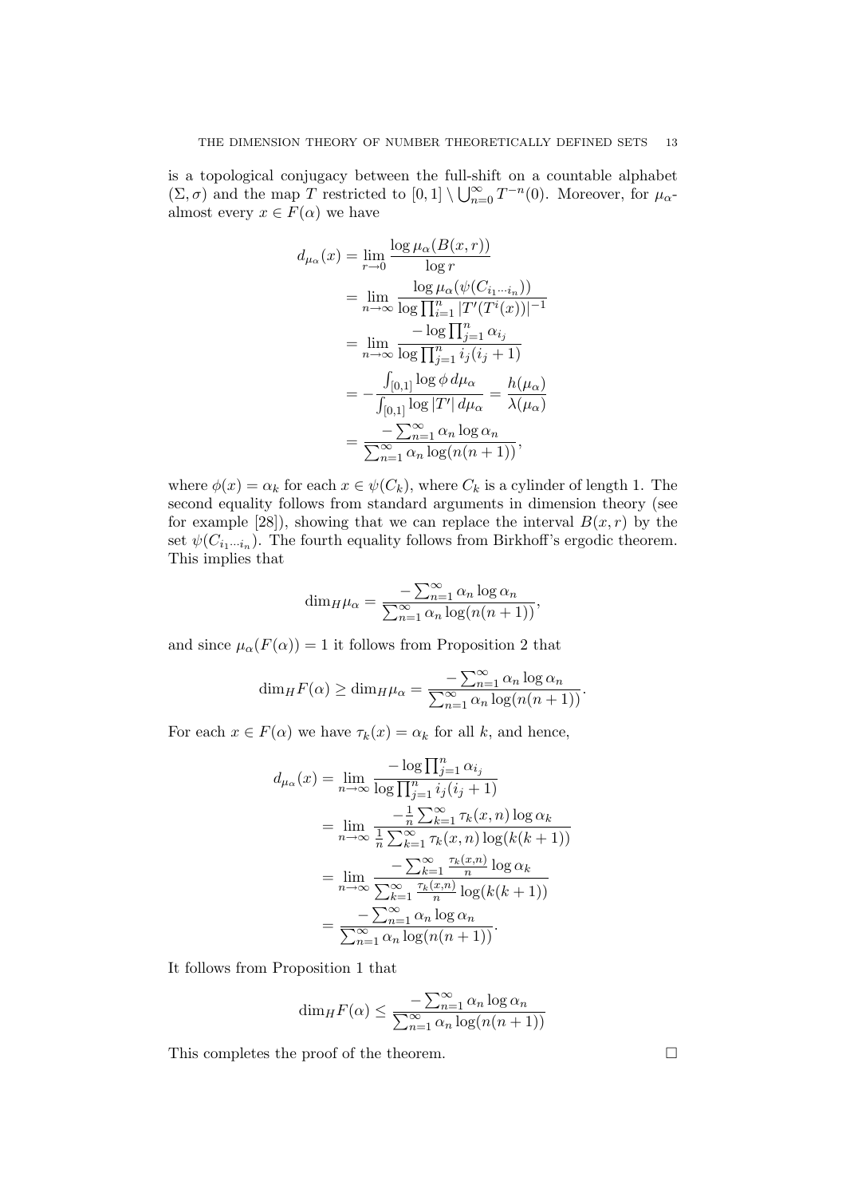is a topological conjugacy between the full-shift on a countable alphabet $(\Sigma, \sigma)$ and the map $T$ restricted to $[0,1] \setminus \bigcup_{n=0}^{\infty} T^{-n}(0)$. Moreover, for $\mu_\alpha$-almost every $x \in F(\alpha)$ we have

$$
\begin{aligned}
d_{\mu_\alpha}(x) &= \lim_{r \to 0} \frac{\log \mu_\alpha(B(x,r))}{\log r} \\
&= \lim_{n \to \infty} \frac{\log \mu_\alpha(\psi(C_{i_1 \cdots i_n}))}{\log \prod_{i=1}^{n} |T'(T^i(x))|^{-1}} \\
&= \lim_{n \to \infty} \frac{-\log \prod_{j=1}^{n} \alpha_{i_j}}{\log \prod_{j=1}^{n} i_j(i_j+1)} \\
&= -\frac{\int_{[0,1]} \log \phi \, d\mu_\alpha}{\int_{[0,1]} \log |T'| \, d\mu_\alpha} = \frac{h(\mu_\alpha)}{\lambda(\mu_\alpha)} \\
&= \frac{-\sum_{n=1}^{\infty} \alpha_n \log \alpha_n}{\sum_{n=1}^{\infty} \alpha_n \log(n(n+1))},
\end{aligned}
$$

where $\phi(x) = \alpha_k$ for each $x \in \psi(C_k)$, where $C_k$ is a cylinder of length 1. The second equality follows from standard arguments in dimension theory (see for example [28]), showing that we can replace the interval $B(x,r)$ by the set $\psi(C_{i_1 \cdots i_n})$. The fourth equality follows from Birkhoff's ergodic theorem. This implies that

$$
\dim_H \mu_\alpha = \frac{-\sum_{n=1}^{\infty} \alpha_n \log \alpha_n}{\sum_{n=1}^{\infty} \alpha_n \log(n(n+1))},
$$

and since $\mu_\alpha(F(\alpha)) = 1$ it follows from Proposition 2 that

$$
\dim_H F(\alpha) \geq \dim_H \mu_\alpha = \frac{-\sum_{n=1}^{\infty} \alpha_n \log \alpha_n}{\sum_{n=1}^{\infty} \alpha_n \log(n(n+1))}.
$$

For each $x \in F(\alpha)$ we have $\tau_k(x) = \alpha_k$ for all $k$, and hence,

$$
\begin{aligned}
d_{\mu_\alpha}(x) &= \lim_{n \to \infty} \frac{-\log \prod_{j=1}^{n} \alpha_{i_j}}{\log \prod_{j=1}^{n} i_j(i_j+1)} \\
&= \lim_{n \to \infty} \frac{-\frac{1}{n} \sum_{k=1}^{\infty} \tau_k(x,n) \log \alpha_k}{\frac{1}{n} \sum_{k=1}^{\infty} \tau_k(x,n) \log(k(k+1))} \\
&= \lim_{n \to \infty} \frac{-\sum_{k=1}^{\infty} \frac{\tau_k(x,n)}{n} \log \alpha_k}{\sum_{k=1}^{\infty} \frac{\tau_k(x,n)}{n} \log(k(k+1))} \\
&= \frac{-\sum_{n=1}^{\infty} \alpha_n \log \alpha_n}{\sum_{n=1}^{\infty} \alpha_n \log(n(n+1))}.
\end{aligned}
$$

It follows from Proposition 1 that

$$
\dim_H F(\alpha) \leq \frac{-\sum_{n=1}^{\infty} \alpha_n \log \alpha_n}{\sum_{n=1}^{\infty} \alpha_n \log(n(n+1))}
$$

This completes the proof of the theorem. □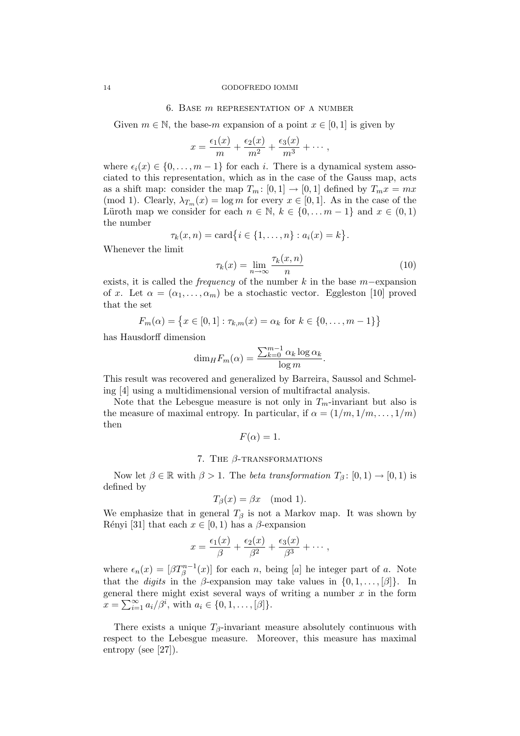## 6. Base $m$ representation of a number

Given $m \in \mathbb{N}$, the base-$m$ expansion of a point $x \in [0,1]$ is given by

$$x = \frac{\epsilon_1(x)}{m} + \frac{\epsilon_2(x)}{m^2} + \frac{\epsilon_3(x)}{m^3} + \cdots,$$

where $\epsilon_i(x) \in \{0, \ldots, m-1\}$ for each $i$. There is a dynamical system associated to this representation, which as in the case of the Gauss map, acts as a shift map: consider the map $T_m \colon [0,1] \to [0,1]$ defined by $T_m x = mx \pmod 1$. Clearly, $\lambda_{T_m}(x) = \log m$ for every $x \in [0,1]$. As in the case of the Lüroth map we consider for each $n \in \mathbb{N}$, $k \in \{0, \ldots m-1\}$ and $x \in (0,1)$ the number

$$\tau_k(x,n) = \text{card}\{i \in \{1, \ldots, n\} : a_i(x) = k\}.$$

Whenever the limit

$$\tau_k(x) = \lim_{n \to \infty} \frac{\tau_k(x,n)}{n} \tag{10}$$

exists, it is called the *frequency* of the number $k$ in the base $m-$expansion of $x$. Let $\alpha = (\alpha_1, \ldots, \alpha_m)$ be a stochastic vector. Eggleston [10] proved that the set

$$F_m(\alpha) = \{x \in [0,1] : \tau_{k,m}(x) = \alpha_k \text{ for } k \in \{0, \ldots, m-1\}\}$$

has Hausdorff dimension

$$\dim_H F_m(\alpha) = \frac{\sum_{k=0}^{m-1} \alpha_k \log \alpha_k}{\log m}.$$

This result was recovered and generalized by Barreira, Saussol and Schmeling [4] using a multidimensional version of multifractal analysis.

Note that the Lebesgue measure is not only in $T_m$-invariant but also is the measure of maximal entropy. In particular, if $\alpha = (1/m, 1/m, \ldots, 1/m)$ then

$$F(\alpha) = 1.$$

## 7. The $\beta$-transformations

Now let $\beta \in \mathbb{R}$ with $\beta > 1$. The *beta transformation* $T_\beta \colon [0,1) \to [0,1)$ is defined by

$$T_\beta(x) = \beta x \pmod 1.$$

We emphasize that in general $T_\beta$ is not a Markov map. It was shown by Rényi [31] that each $x \in [0,1)$ has a $\beta$-expansion

$$x = \frac{\epsilon_1(x)}{\beta} + \frac{\epsilon_2(x)}{\beta^2} + \frac{\epsilon_3(x)}{\beta^3} + \cdots,$$

where $\epsilon_n(x) = [\beta T_\beta^{n-1}(x)]$ for each $n$, being $[a]$ he integer part of $a$. Note that the *digits* in the $\beta$-expansion may take values in $\{0, 1, \ldots, [\beta]\}$. In general there might exist several ways of writing a number $x$ in the form $x = \sum_{i=1}^{\infty} a_i/\beta^i$, with $a_i \in \{0, 1, \ldots, [\beta]\}$.

There exists a unique $T_\beta$-invariant measure absolutely continuous with respect to the Lebesgue measure. Moreover, this measure has maximal entropy (see [27]).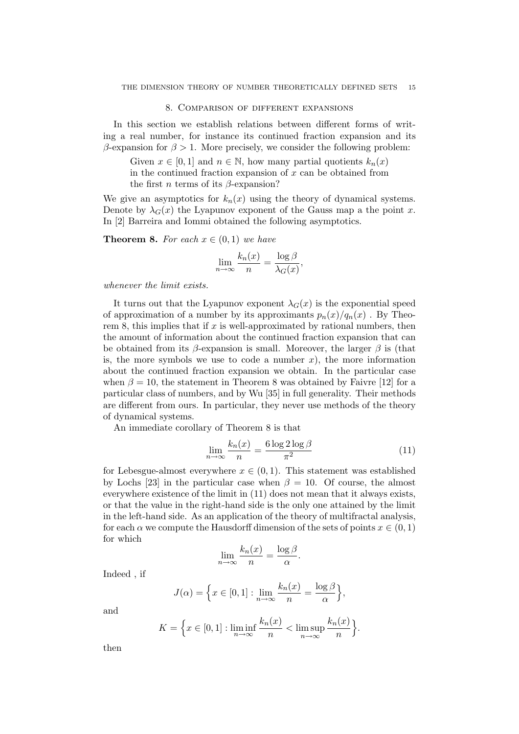## 8. Comparison of different expansions

In this section we establish relations between different forms of writing a real number, for instance its continued fraction expansion and its $\beta$-expansion for $\beta > 1$. More precisely, we consider the following problem:

> Given $x \in [0,1]$ and $n \in \mathbb{N}$, how many partial quotients $k_n(x)$ in the continued fraction expansion of $x$ can be obtained from the first $n$ terms of its $\beta$-expansion?

We give an asymptotics for $k_n(x)$ using the theory of dynamical systems. Denote by $\lambda_G(x)$ the Lyapunov exponent of the Gauss map a the point $x$. In [2] Barreira and Iommi obtained the following asymptotics.

**Theorem 8.** *For each $x \in (0,1)$ we have*

$$\lim_{n\to\infty} \frac{k_n(x)}{n} = \frac{\log \beta}{\lambda_G(x)},$$

*whenever the limit exists.*

It turns out that the Lyapunov exponent $\lambda_G(x)$ is the exponential speed of approximation of a number by its approximants $p_n(x)/q_n(x)$ . By Theorem 8, this implies that if $x$ is well-approximated by rational numbers, then the amount of information about the continued fraction expansion that can be obtained from its $\beta$-expansion is small. Moreover, the larger $\beta$ is (that is, the more symbols we use to code a number $x$), the more information about the continued fraction expansion we obtain. In the particular case when $\beta = 10$, the statement in Theorem 8 was obtained by Faivre [12] for a particular class of numbers, and by Wu [35] in full generality. Their methods are different from ours. In particular, they never use methods of the theory of dynamical systems.

An immediate corollary of Theorem 8 is that

$$\lim_{n\to\infty} \frac{k_n(x)}{n} = \frac{6 \log 2 \log \beta}{\pi^2} \tag{11}$$

for Lebesgue-almost everywhere $x \in (0,1)$. This statement was established by Lochs [23] in the particular case when $\beta = 10$. Of course, the almost everywhere existence of the limit in (11) does not mean that it always exists, or that the value in the right-hand side is the only one attained by the limit in the left-hand side. As an application of the theory of multifractal analysis, for each $\alpha$ we compute the Hausdorff dimension of the sets of points $x \in (0,1)$ for which

$$\lim_{n\to\infty} \frac{k_n(x)}{n} = \frac{\log \beta}{\alpha}.$$

Indeed , if

$$J(\alpha) = \Big\{ x \in [0,1] : \lim_{n\to\infty} \frac{k_n(x)}{n} = \frac{\log \beta}{\alpha} \Big\},$$

and

$$K = \Big\{ x \in [0,1] : \liminf_{n\to\infty} \frac{k_n(x)}{n} < \limsup_{n\to\infty} \frac{k_n(x)}{n} \Big\}.$$

then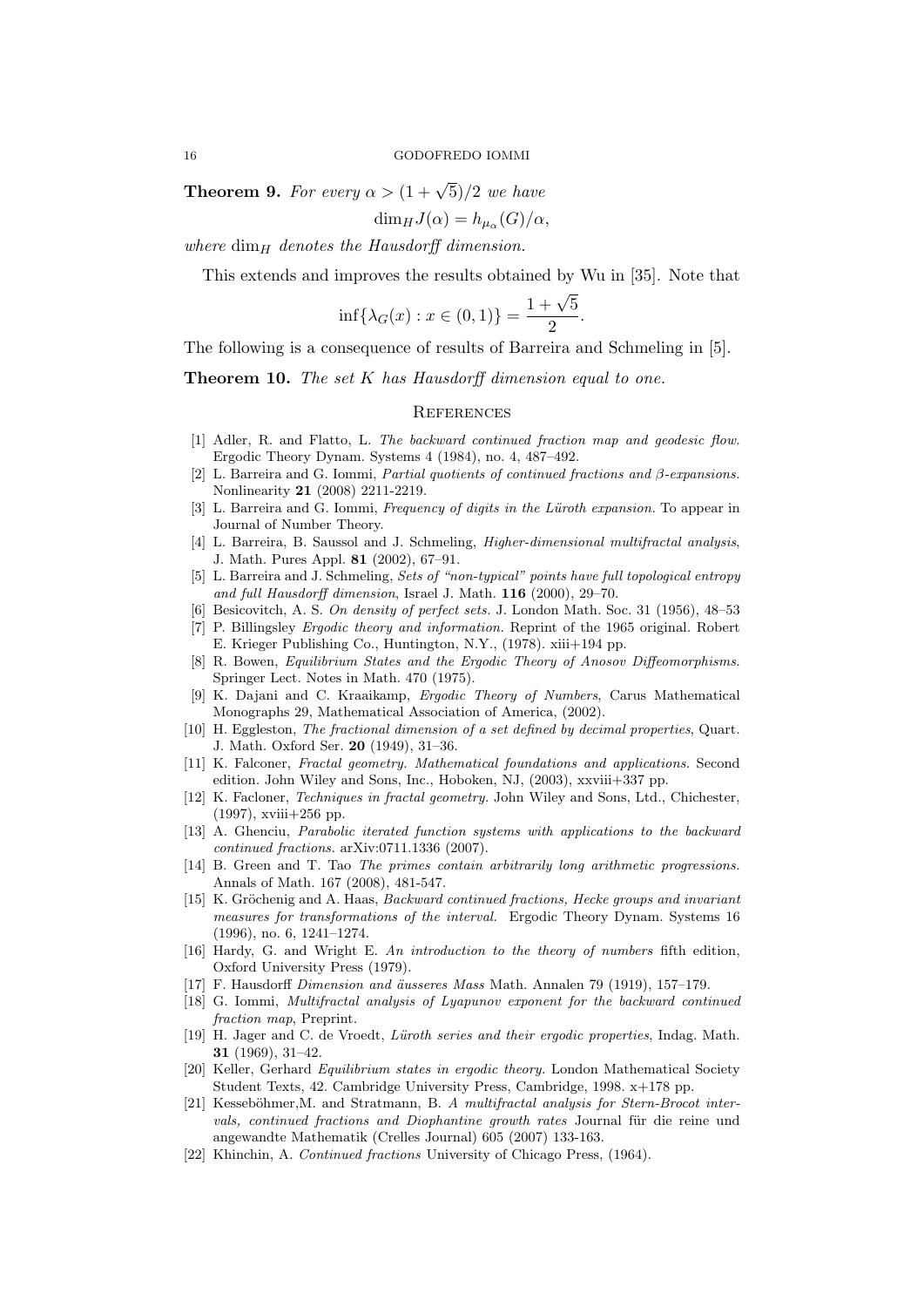**Theorem 9.** *For every $\alpha > (1+\sqrt{5})/2$ we have*

$$\dim_H J(\alpha) = h_{\mu_\alpha}(G)/\alpha,$$

*where $\dim_H$ denotes the Hausdorff dimension.*

This extends and improves the results obtained by Wu in [35]. Note that

$$\inf\{\lambda_G(x) : x \in (0,1)\} = \frac{1+\sqrt{5}}{2}.$$

The following is a consequence of results of Barreira and Schmeling in [5].

**Theorem 10.** *The set $K$ has Hausdorff dimension equal to one.*

## References

[1] Adler, R. and Flatto, L. *The backward continued fraction map and geodesic flow.* Ergodic Theory Dynam. Systems 4 (1984), no. 4, 487–492.

[2] L. Barreira and G. Iommi, *Partial quotients of continued fractions and $\beta$-expansions.* Nonlinearity **21** (2008) 2211-2219.

[3] L. Barreira and G. Iommi, *Frequency of digits in the Lüroth expansion.* To appear in Journal of Number Theory.

[4] L. Barreira, B. Saussol and J. Schmeling, *Higher-dimensional multifractal analysis*, J. Math. Pures Appl. **81** (2002), 67–91.

[5] L. Barreira and J. Schmeling, *Sets of "non-typical" points have full topological entropy and full Hausdorff dimension*, Israel J. Math. **116** (2000), 29–70.

[6] Besicovitch, A. S. *On density of perfect sets.* J. London Math. Soc. 31 (1956), 48–53

[7] P. Billingsley *Ergodic theory and information.* Reprint of the 1965 original. Robert E. Krieger Publishing Co., Huntington, N.Y., (1978). xiii+194 pp.

[8] R. Bowen, *Equilibrium States and the Ergodic Theory of Anosov Diffeomorphisms.* Springer Lect. Notes in Math. 470 (1975).

[9] K. Dajani and C. Kraaikamp, *Ergodic Theory of Numbers*, Carus Mathematical Monographs 29, Mathematical Association of America, (2002).

[10] H. Eggleston, *The fractional dimension of a set defined by decimal properties*, Quart. J. Math. Oxford Ser. **20** (1949), 31–36.

[11] K. Falconer, *Fractal geometry. Mathematical foundations and applications.* Second edition. John Wiley and Sons, Inc., Hoboken, NJ, (2003), xxviii+337 pp.

[12] K. Facloner, *Techniques in fractal geometry.* John Wiley and Sons, Ltd., Chichester, (1997), xviii+256 pp.

[13] A. Ghenciu, *Parabolic iterated function systems with applications to the backward continued fractions.* arXiv:0711.1336 (2007).

[14] B. Green and T. Tao *The primes contain arbitrarily long arithmetic progressions.* Annals of Math. 167 (2008), 481-547.

[15] K. Gröchenig and A. Haas, *Backward continued fractions, Hecke groups and invariant measures for transformations of the interval.* Ergodic Theory Dynam. Systems 16 (1996), no. 6, 1241–1274.

[16] Hardy, G. and Wright E. *An introduction to the theory of numbers* fifth edition, Oxford University Press (1979).

[17] F. Hausdorff *Dimension and äusseres Mass* Math. Annalen 79 (1919), 157–179.

[18] G. Iommi, *Multifractal analysis of Lyapunov exponent for the backward continued fraction map*, Preprint.

[19] H. Jager and C. de Vroedt, *Lüroth series and their ergodic properties*, Indag. Math. **31** (1969), 31–42.

[20] Keller, Gerhard *Equilibrium states in ergodic theory.* London Mathematical Society Student Texts, 42. Cambridge University Press, Cambridge, 1998. x+178 pp.

[21] Kesseböhmer,M. and Stratmann, B. *A multifractal analysis for Stern-Brocot intervals, continued fractions and Diophantine growth rates* Journal für die reine und angewandte Mathematik (Crelles Journal) 605 (2007) 133-163.

[22] Khinchin, A. *Continued fractions* University of Chicago Press, (1964).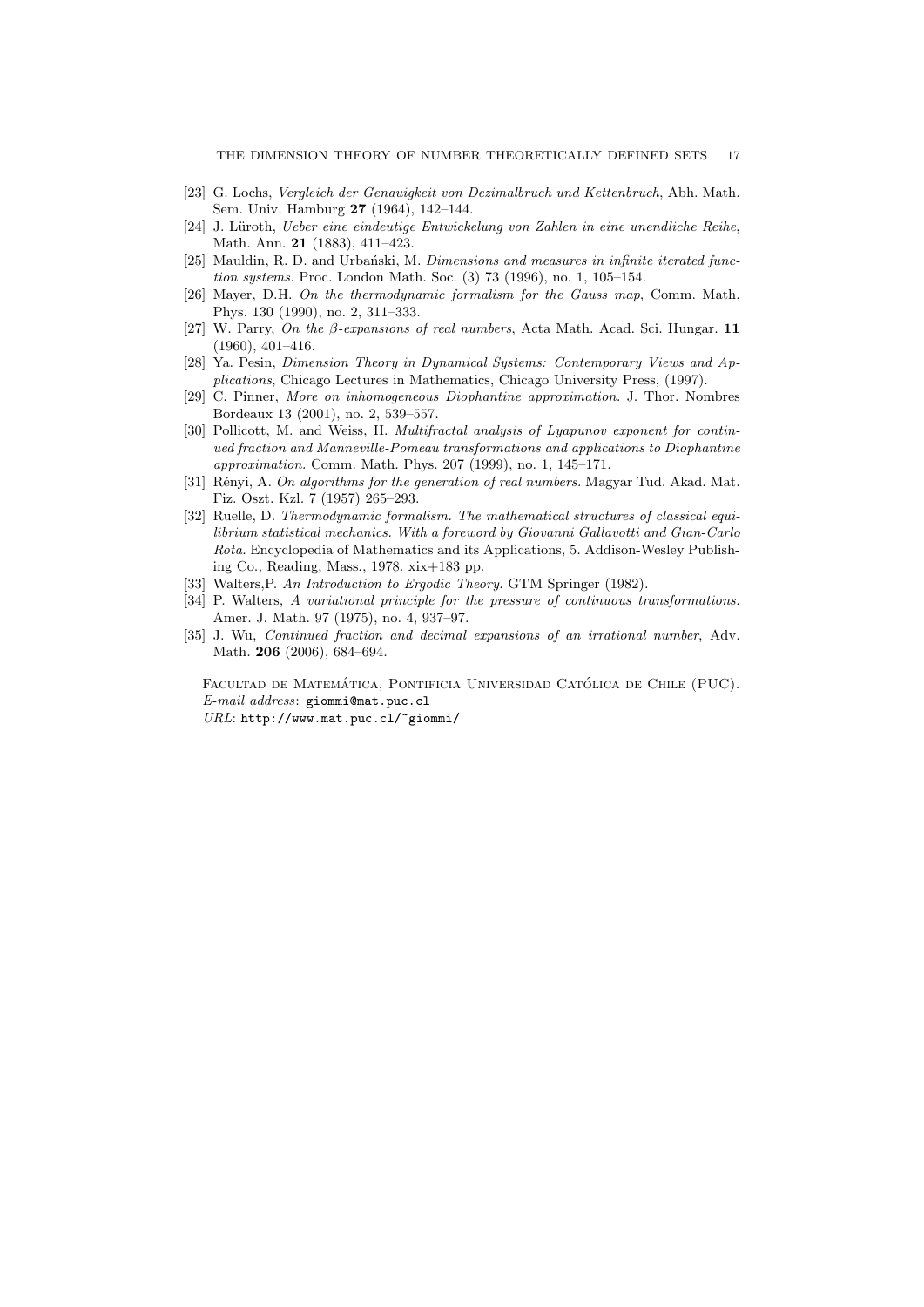[23] G. Lochs, *Vergleich der Genauigkeit von Dezimalbruch und Kettenbruch*, Abh. Math. Sem. Univ. Hamburg **27** (1964), 142–144.

[24] J. Lüroth, *Ueber eine eindeutige Entwickelung von Zahlen in eine unendliche Reihe*, Math. Ann. **21** (1883), 411–423.

[25] Mauldin, R. D. and Urbański, M. *Dimensions and measures in infinite iterated function systems.* Proc. London Math. Soc. (3) 73 (1996), no. 1, 105–154.

[26] Mayer, D.H. *On the thermodynamic formalism for the Gauss map*, Comm. Math. Phys. 130 (1990), no. 2, 311–333.

[27] W. Parry, *On the β-expansions of real numbers*, Acta Math. Acad. Sci. Hungar. **11** (1960), 401–416.

[28] Ya. Pesin, *Dimension Theory in Dynamical Systems: Contemporary Views and Applications*, Chicago Lectures in Mathematics, Chicago University Press, (1997).

[29] C. Pinner, *More on inhomogeneous Diophantine approximation.* J. Thor. Nombres Bordeaux 13 (2001), no. 2, 539–557.

[30] Pollicott, M. and Weiss, H. *Multifractal analysis of Lyapunov exponent for continued fraction and Manneville-Pomeau transformations and applications to Diophantine approximation.* Comm. Math. Phys. 207 (1999), no. 1, 145–171.

[31] Rényi, A. *On algorithms for the generation of real numbers.* Magyar Tud. Akad. Mat. Fiz. Oszt. Kzl. 7 (1957) 265–293.

[32] Ruelle, D. *Thermodynamic formalism. The mathematical structures of classical equilibrium statistical mechanics. With a foreword by Giovanni Gallavotti and Gian-Carlo Rota.* Encyclopedia of Mathematics and its Applications, 5. Addison-Wesley Publishing Co., Reading, Mass., 1978. xix+183 pp.

[33] Walters,P. *An Introduction to Ergodic Theory.* GTM Springer (1982).

[34] P. Walters, *A variational principle for the pressure of continuous transformations.* Amer. J. Math. 97 (1975), no. 4, 937–97.

[35] J. Wu, *Continued fraction and decimal expansions of an irrational number*, Adv. Math. **206** (2006), 684–694.

Facultad de Matemática, Pontificia Universidad Católica de Chile (PUC).
*E-mail address*: giommi@mat.puc.cl
*URL*: http://www.mat.puc.cl/~giommi/